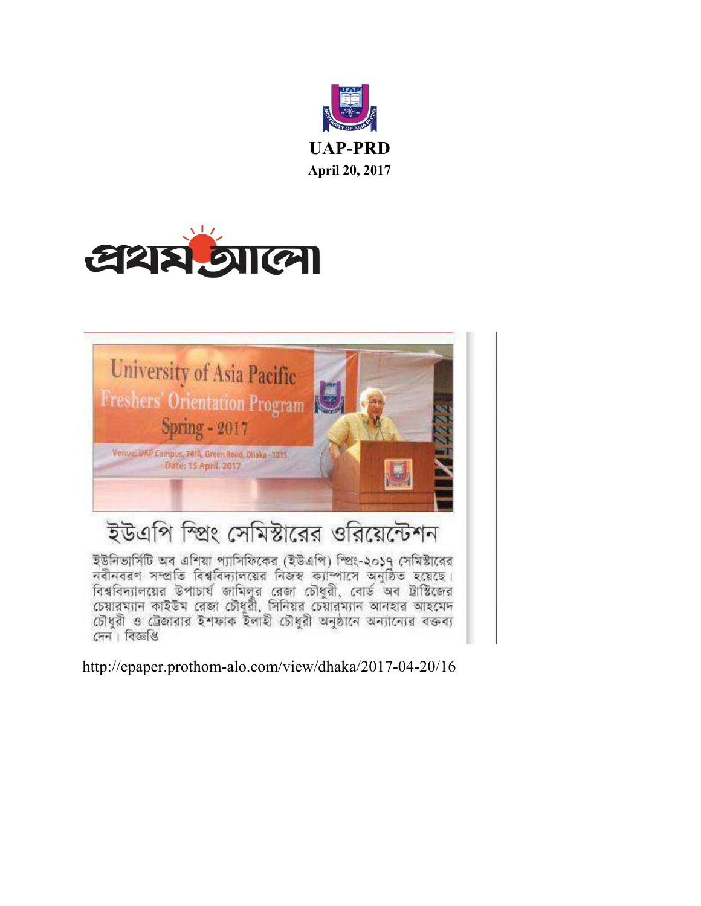**UAP-PRD**

**April 20, 2017**

প্রথম আলো

## ইউএপি স্প্রিং সেমিস্টারের ওরিয়েন্টেশন

ইউনিভার্সিটি অব এশিয়া প্যাসিফিকের (ইউএপি) স্প্রিং-২০১৭ সেমিস্টারের নবীনবরণ সম্প্রতি বিশ্ববিদ্যালয়ের নিজস্ব ক্যাম্পাসে অনুষ্ঠিত হয়েছে। বিশ্ববিদ্যালয়ের উপাচার্য জামিলুর রেজা চৌধুরী, বোর্ড অব ট্রাস্টিজের চেয়ারম্যান কাইউম রেজা চৌধুরী, সিনিয়র চেয়ারম্যান আনহার আহমেদ চৌধুরী ও ট্রেজারার ইশফাক ইলাহী চৌধুরী অনুষ্ঠানে অন্যান্যের বক্তব্য দেন। বিজ্ঞপ্তি

http://epaper.prothom-alo.com/view/dhaka/2017-04-20/16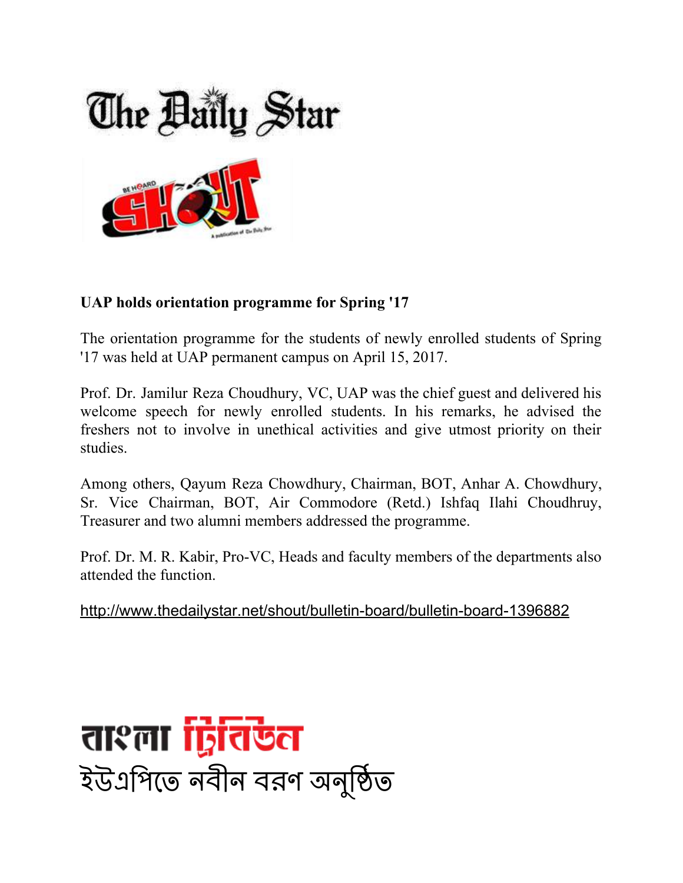The Daily Star

SHOUT

**UAP holds orientation programme for Spring '17**

The orientation programme for the students of newly enrolled students of Spring '17 was held at UAP permanent campus on April 15, 2017.

Prof. Dr. Jamilur Reza Choudhury, VC, UAP was the chief guest and delivered his welcome speech for newly enrolled students. In his remarks, he advised the freshers not to involve in unethical activities and give utmost priority on their studies.

Among others, Qayum Reza Chowdhury, Chairman, BOT, Anhar A. Chowdhury, Sr. Vice Chairman, BOT, Air Commodore (Retd.) Ishfaq Ilahi Choudhruy, Treasurer and two alumni members addressed the programme.

Prof. Dr. M. R. Kabir, Pro-VC, Heads and faculty members of the departments also attended the function.

http://www.thedailystar.net/shout/bulletin-board/bulletin-board-1396882

বাংলা ট্রিবিউন

ইউএপিতে নবীন বরণ অনুষ্ঠিত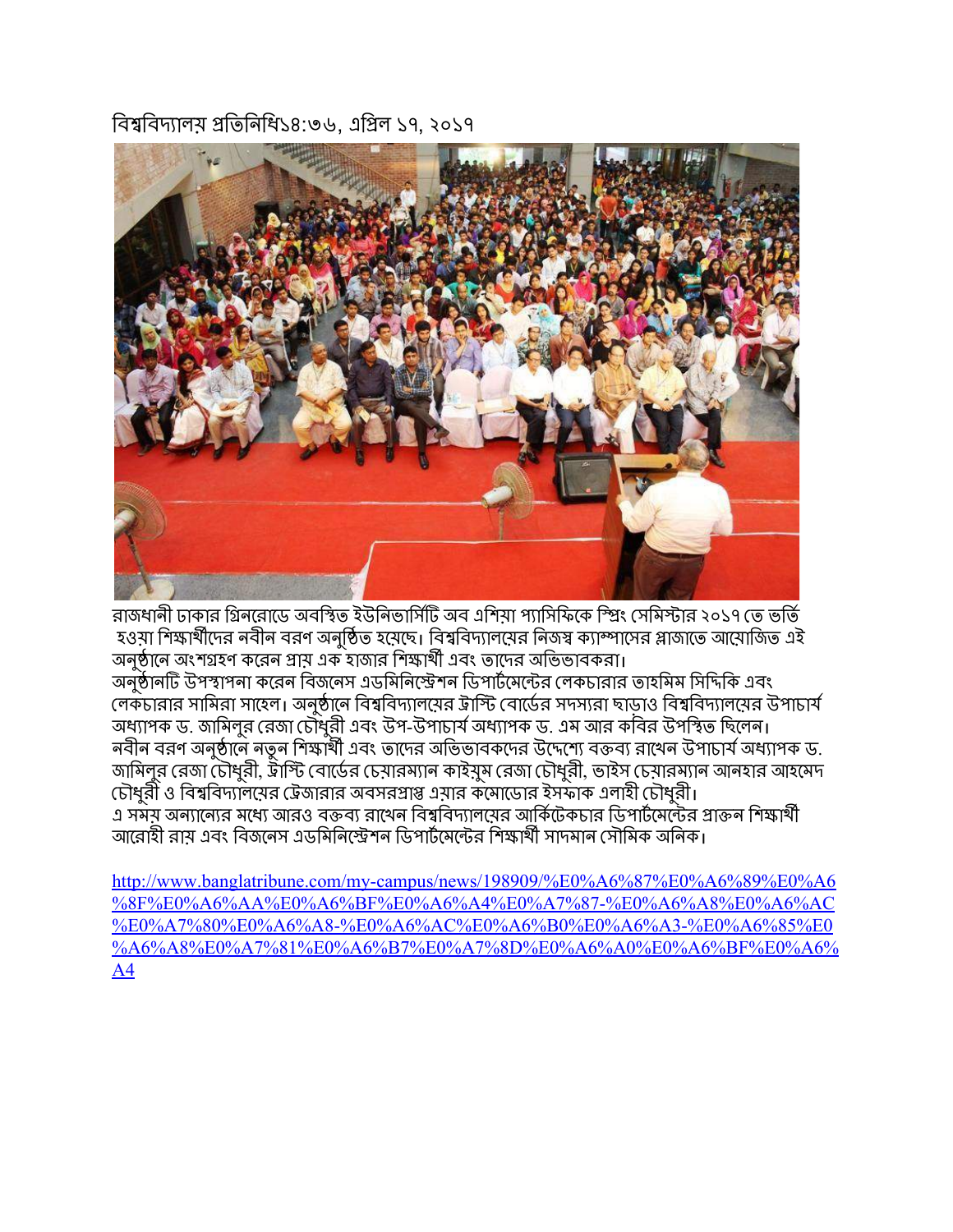বিশ্ববিদ্যালয় প্রতিনিধি১৪:৩৬, এপ্রিল ১৭, ২০১৭

রাজধানী ঢাকার গ্রিনরোডে অবস্থিত ইউনিভার্সিটি অব এশিয়া প্যাসিফিকে স্প্রিং সেমিস্টার ২০১৭ তে ভর্তি হওয়া শিক্ষার্থীদের নবীন বরণ অনুষ্ঠিত হয়েছে। বিশ্ববিদ্যালয়ের নিজস্ব ক্যাম্পাসের প্লাজাতে আয়োজিত এই অনুষ্ঠানে অংশগ্রহণ করেন প্রায় এক হাজার শিক্ষার্থী এবং তাদের অভিভাবকরা।

অনুষ্ঠানটি উপস্থাপনা করেন বিজনেস এডমিনিস্ট্রেশন ডিপার্টমেন্টের লেকচারার তাহমিম সিদ্দিকি এবং লেকচারার সামিরা সাহেল। অনুষ্ঠানে বিশ্ববিদ্যালয়ের ট্রাস্টি বোর্ডের সদস্যরা ছাড়াও বিশ্ববিদ্যালয়ের উপাচার্য অধ্যাপক ড. জামিলুর রেজা চৌধুরী এবং উপ-উপাচার্য অধ্যাপক ড. এম আর কবির উপস্থিত ছিলেন।

নবীন বরণ অনুষ্ঠানে নতুন শিক্ষার্থী এবং তাদের অভিভাবকদের উদ্দেশ্যে বক্তব্য রাখেন উপাচার্য অধ্যাপক ড. জামিলুর রেজা চৌধুরী, ট্রাস্টি বোর্ডের চেয়ারম্যান কাইয়ুম রেজা চৌধুরী, ভাইস চেয়ারম্যান আনহার আহমেদ চৌধুরী ও বিশ্ববিদ্যালয়ের ট্রেজারার অবসরপ্রাপ্ত এয়ার কমোডোর ইসফাক এলাহী চৌধুরী।

এ সময় অন্যান্যের মধ্যে আরও বক্তব্য রাখেন বিশ্ববিদ্যালয়ের আর্কিটেকচার ডিপার্টমেন্টের প্রাক্তন শিক্ষার্থী আরোহী রায় এবং বিজনেস এডমিনিস্ট্রেশন ডিপার্টমেন্টের শিক্ষার্থী সাদমান সৌমিক অনিক।

http://www.banglatribune.com/my-campus/news/198909/%E0%A6%87%E0%A6%89%E0%A6%8F%E0%A6%AA%E0%A6%BF%E0%A6%A4%E0%A7%87-%E0%A6%A8%E0%A6%AC%E0%A7%80%E0%A6%A8-%E0%A6%AC%E0%A6%B0%E0%A6%A3-%E0%A6%85%E0%A6%A8%E0%A7%81%E0%A6%B7%E0%A7%8D%E0%A6%A0%E0%A6%BF%E0%A6%A4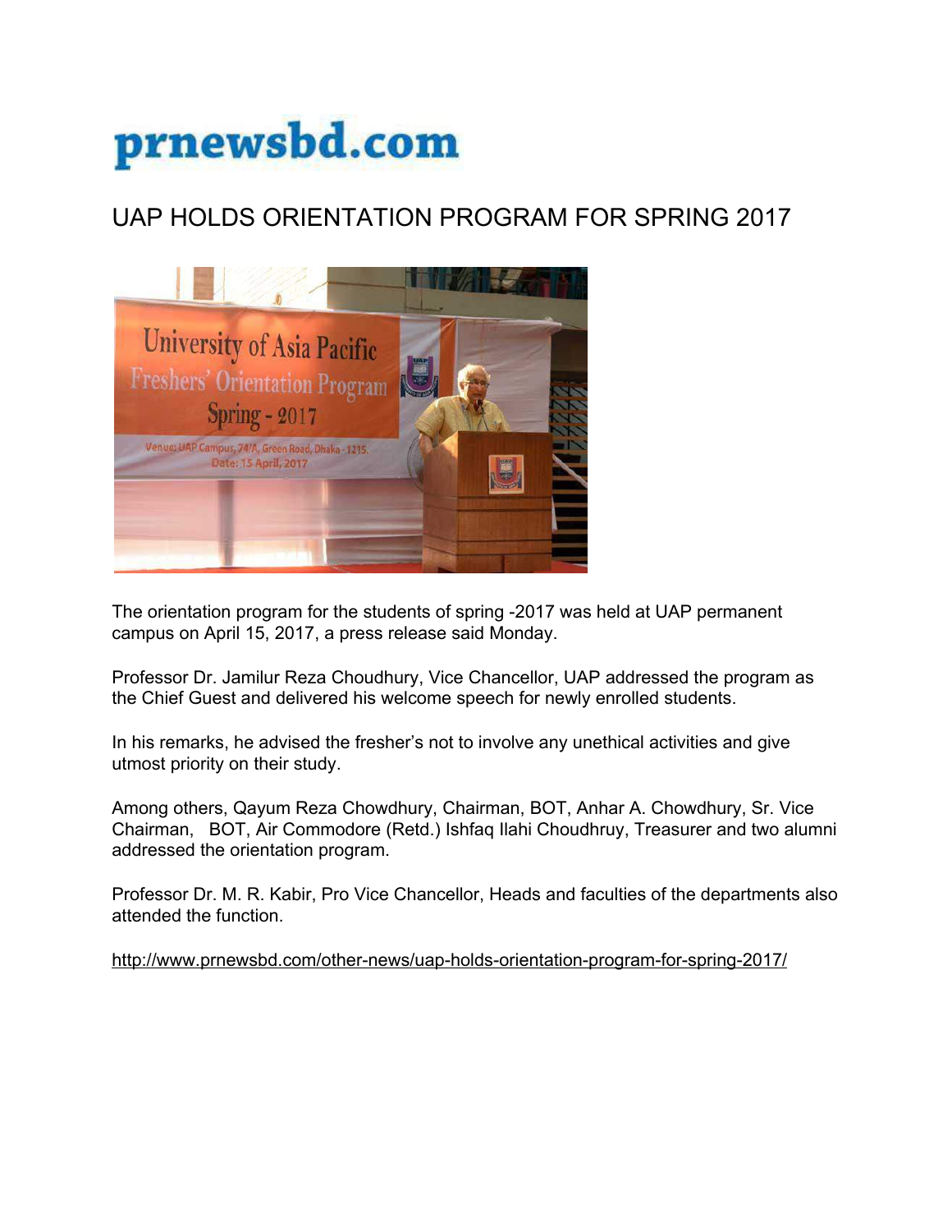# prnewsbd.com

## UAP HOLDS ORIENTATION PROGRAM FOR SPRING 2017

The orientation program for the students of spring -2017 was held at UAP permanent campus on April 15, 2017, a press release said Monday.

Professor Dr. Jamilur Reza Choudhury, Vice Chancellor, UAP addressed the program as the Chief Guest and delivered his welcome speech for newly enrolled students.

In his remarks, he advised the fresher's not to involve any unethical activities and give utmost priority on their study.

Among others, Qayum Reza Chowdhury, Chairman, BOT, Anhar A. Chowdhury, Sr. Vice Chairman, BOT, Air Commodore (Retd.) Ishfaq Ilahi Choudhruy, Treasurer and two alumni addressed the orientation program.

Professor Dr. M. R. Kabir, Pro Vice Chancellor, Heads and faculties of the departments also attended the function.

http://www.prnewsbd.com/other-news/uap-holds-orientation-program-for-spring-2017/